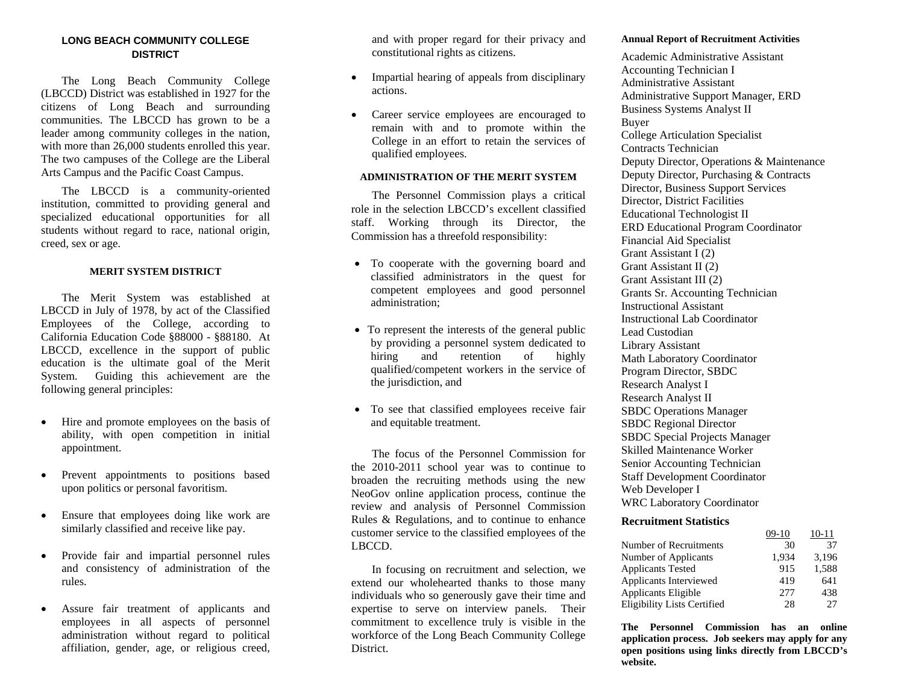## LONG BEACH COMMUNITY COLLEGE DISTRICT

The Long Beach Community College (LBCCD) District was established in 1927 for the citizens of Long Beach and surrounding communities. The LBCCD has grown to be a leader among community colleges in the nation, with more than 26,000 students enrolled this year. The two campuses of the College are the Liberal Arts Campus and the Pacific Coast Campus.

The LBCCD is a community-oriented institution, committed to providing general and specialized educational opportunities for all students without regard to race, national origin, creed, sex or age.

### MERIT SYSTEM DISTRICT

The Merit System was established at LBCCD in July of 1978, by act of the Classified Employees of the College, according to California Education Code §88000 - §88180. At LBCCD, excellence in the support of public education is the ultimate goal of the Merit System. Guiding this achievement are the following general principles:

- Hire and promote employees on the basis of ability, with open competition in initial appointment.
- Prevent appointments to positions based upon politics or personal favoritism.
- Ensure that employees doing like work are similarly classified and receive like pay.
- Provide fair and impartial personnel rules and consistency of administration of the rules.
- Assure fair treatment of applicants and employees in all aspects of personnel administration without regard to political affiliation, gender, age, or religious creed, and with proper regard for their privacy and constitutional rights as citizens.
- Impartial hearing of appeals from disciplinary actions.
- Career service employees are encouraged to remain with and to promote within the College in an effort to retain the services of qualified employees.

### ADMINISTRATION OF THE MERIT SYSTEM

The Personnel Commission plays a critical role in the selection LBCCD's excellent classified staff. Working through its Director, the Commission has a threefold responsibility:

- To cooperate with the governing board and classified administrators in the quest for competent employees and good personnel administration;
- To represent the interests of the general public by providing a personnel system dedicated to hiring and retention of highly qualified/competent workers in the service of the jurisdiction, and
- To see that classified employees receive fair and equitable treatment.

The focus of the Personnel Commission for the 2010-2011 school year was to continue to broaden the recruiting methods using the new NeoGov online application process, continue the review and analysis of Personnel Commission Rules & Regulations, and to continue to enhance customer service to the classified employees of the LBCCD.

In focusing on recruitment and selection, we extend our wholehearted thanks to those many individuals who so generously gave their time and expertise to serve on interview panels. Their commitment to excellence truly is visible in the workforce of the Long Beach Community College District.

### Annual Report of Recruitment Activities

Academic Administrative Assistant
Accounting Technician I
Administrative Assistant
Administrative Support Manager, ERD
Business Systems Analyst II
Buyer
College Articulation Specialist
Contracts Technician
Deputy Director, Operations & Maintenance
Deputy Director, Purchasing & Contracts
Director, Business Support Services
Director, District Facilities
Educational Technologist II
ERD Educational Program Coordinator
Financial Aid Specialist
Grant Assistant I (2)
Grant Assistant II (2)
Grant Assistant III (2)
Grants Sr. Accounting Technician
Instructional Assistant
Instructional Lab Coordinator
Lead Custodian
Library Assistant
Math Laboratory Coordinator
Program Director, SBDC
Research Analyst I
Research Analyst II
SBDC Operations Manager
SBDC Regional Director
SBDC Special Projects Manager
Skilled Maintenance Worker
Senior Accounting Technician
Staff Development Coordinator
Web Developer I
WRC Laboratory Coordinator

### Recruitment Statistics

| | 09-10 | 10-11 |
|---|---|---|
| Number of Recruitments | 30 | 37 |
| Number of Applicants | 1,934 | 3,196 |
| Applicants Tested | 915 | 1,588 |
| Applicants Interviewed | 419 | 641 |
| Applicants Eligible | 277 | 438 |
| Eligibility Lists Certified | 28 | 27 |

**The Personnel Commission has an online application process. Job seekers may apply for any open positions using links directly from LBCCD's website.**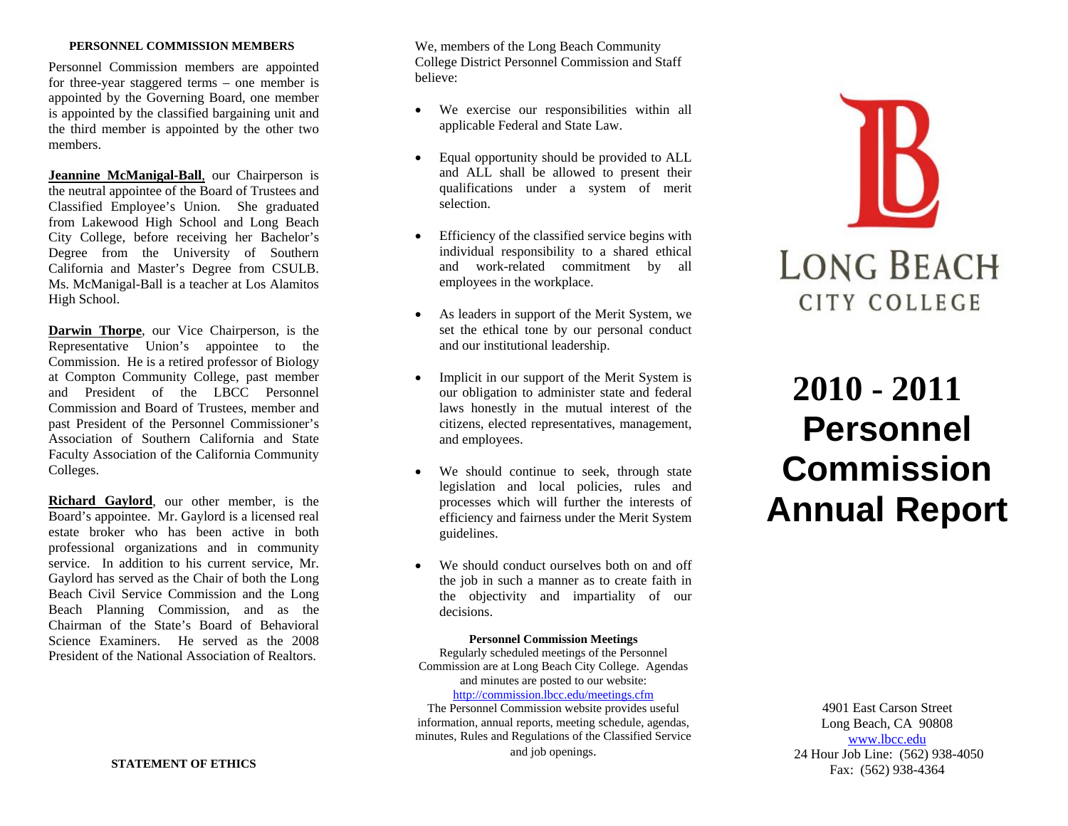### PERSONNEL COMMISSION MEMBERS

Personnel Commission members are appointed for three-year staggered terms – one member is appointed by the Governing Board, one member is appointed by the classified bargaining unit and the third member is appointed by the other two members.

**Jeannine McManigal-Ball**, our Chairperson is the neutral appointee of the Board of Trustees and Classified Employee's Union. She graduated from Lakewood High School and Long Beach City College, before receiving her Bachelor's Degree from the University of Southern California and Master's Degree from CSULB. Ms. McManigal-Ball is a teacher at Los Alamitos High School.

**Darwin Thorpe**, our Vice Chairperson, is the Representative Union's appointee to the Commission. He is a retired professor of Biology at Compton Community College, past member and President of the LBCC Personnel Commission and Board of Trustees, member and past President of the Personnel Commissioner's Association of Southern California and State Faculty Association of the California Community Colleges.

**Richard Gaylord**, our other member, is the Board's appointee. Mr. Gaylord is a licensed real estate broker who has been active in both professional organizations and in community service. In addition to his current service, Mr. Gaylord has served as the Chair of both the Long Beach Civil Service Commission and the Long Beach Planning Commission, and as the Chairman of the State's Board of Behavioral Science Examiners. He served as the 2008 President of the National Association of Realtors.

### STATEMENT OF ETHICS

We, members of the Long Beach Community College District Personnel Commission and Staff believe:

- We exercise our responsibilities within all applicable Federal and State Law.
- Equal opportunity should be provided to ALL and ALL shall be allowed to present their qualifications under a system of merit selection.
- Efficiency of the classified service begins with individual responsibility to a shared ethical and work-related commitment by all employees in the workplace.
- As leaders in support of the Merit System, we set the ethical tone by our personal conduct and our institutional leadership.
- Implicit in our support of the Merit System is our obligation to administer state and federal laws honestly in the mutual interest of the citizens, elected representatives, management, and employees.
- We should continue to seek, through state legislation and local policies, rules and processes which will further the interests of efficiency and fairness under the Merit System guidelines.
- We should conduct ourselves both on and off the job in such a manner as to create faith in the objectivity and impartiality of our decisions.

**Personnel Commission Meetings**

Regularly scheduled meetings of the Personnel Commission are at Long Beach City College. Agendas and minutes are posted to our website:
http://commission.lbcc.edu/meetings.cfm
The Personnel Commission website provides useful information, annual reports, meeting schedule, agendas, minutes, Rules and Regulations of the Classified Service and job openings.

LONG BEACH CITY COLLEGE

# 2010 - 2011 Personnel Commission Annual Report

4901 East Carson Street
Long Beach, CA 90808
www.lbcc.edu
24 Hour Job Line: (562) 938-4050
Fax: (562) 938-4364